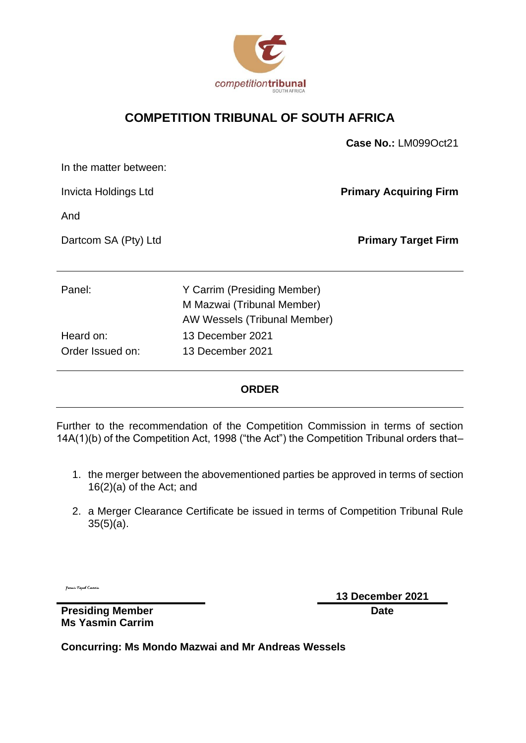competitiontribunal
SOUTH AFRICA

# COMPETITION TRIBUNAL OF SOUTH AFRICA

**Case No.:** LM099Oct21

In the matter between:

Invicta Holdings Ltd **Primary Acquiring Firm**

And

Dartcom SA (Pty) Ltd **Primary Target Firm**

---

| | |
|---|---|
| Panel: | Y Carrim (Presiding Member) |
| | M Mazwai (Tribunal Member) |
| | AW Wessels (Tribunal Member) |
| Heard on: | 13 December 2021 |
| Order Issued on: | 13 December 2021 |

---

## ORDER

---

Further to the recommendation of the Competition Commission in terms of section 14A(1)(b) of the Competition Act, 1998 ("the Act") the Competition Tribunal orders that–

1. the merger between the abovementioned parties be approved in terms of section 16(2)(a) of the Act; and
2. a Merger Clearance Certificate be issued in terms of Competition Tribunal Rule 35(5)(a).

*Yasmin Tayob Carrim*

**Presiding Member**
**Ms Yasmin Carrim**

**13 December 2021**
**Date**

**Concurring: Ms Mondo Mazwai and Mr Andreas Wessels**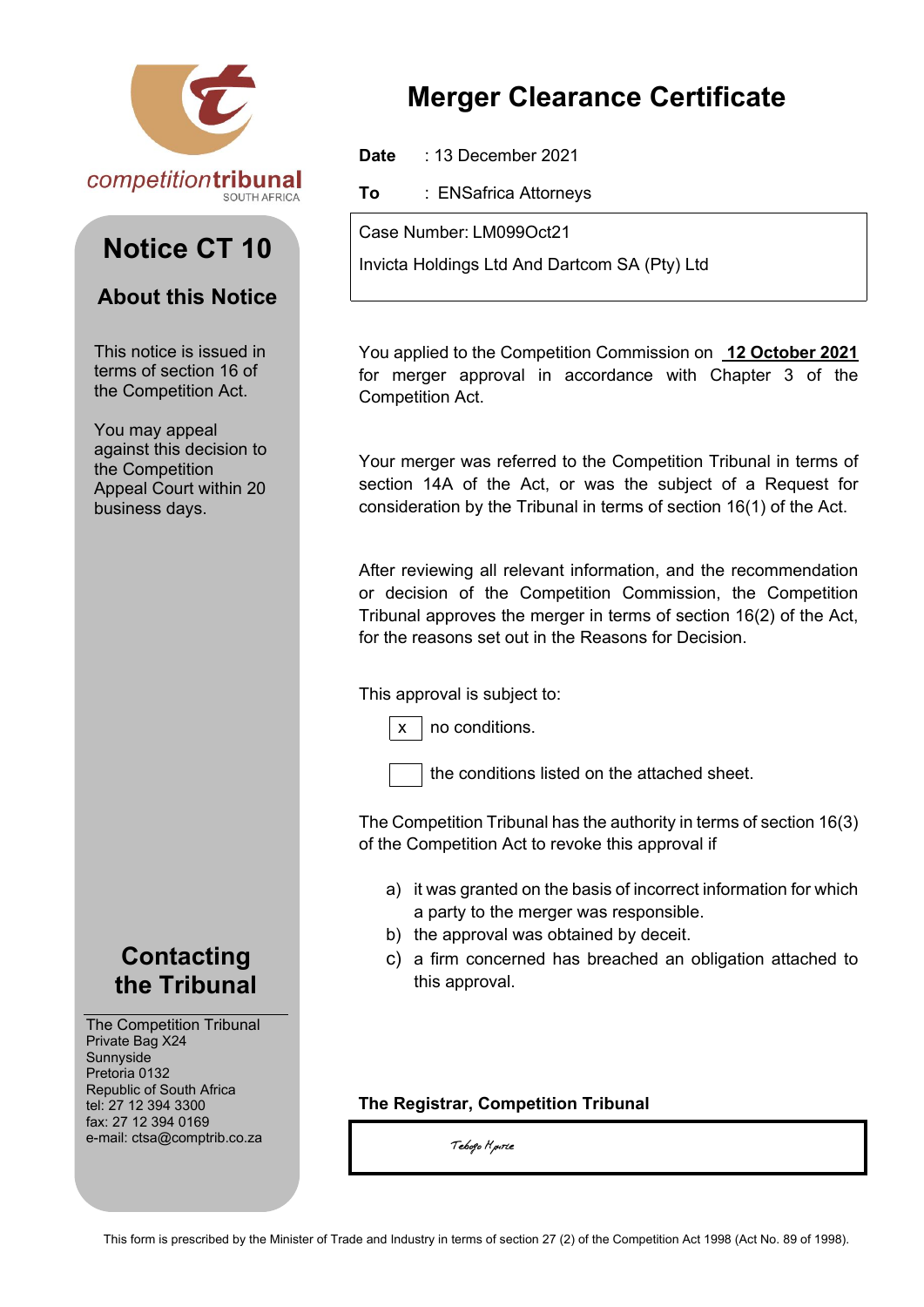competitiontribunal
SOUTH AFRICA

# Merger Clearance Certificate

**Date** : 13 December 2021

**To** : ENSafrica Attorneys

Case Number: LM099Oct21

Invicta Holdings Ltd And Dartcom SA (Pty) Ltd

## Notice CT 10

### About this Notice

This notice is issued in terms of section 16 of the Competition Act.

You may appeal against this decision to the Competition Appeal Court within 20 business days.

You applied to the Competition Commission on **12 October 2021** for merger approval in accordance with Chapter 3 of the Competition Act.

Your merger was referred to the Competition Tribunal in terms of section 14A of the Act, or was the subject of a Request for consideration by the Tribunal in terms of section 16(1) of the Act.

After reviewing all relevant information, and the recommendation or decision of the Competition Commission, the Competition Tribunal approves the merger in terms of section 16(2) of the Act, for the reasons set out in the Reasons for Decision.

This approval is subject to:

- [x] no conditions.
- [ ] the conditions listed on the attached sheet.

The Competition Tribunal has the authority in terms of section 16(3) of the Competition Act to revoke this approval if

a) it was granted on the basis of incorrect information for which a party to the merger was responsible.
b) the approval was obtained by deceit.
c) a firm concerned has breached an obligation attached to this approval.

### Contacting the Tribunal

The Competition Tribunal
Private Bag X24
Sunnyside
Pretoria 0132
Republic of South Africa
tel: 27 12 394 3300
fax: 27 12 394 0169
e-mail: ctsa@comptrib.co.za

**The Registrar, Competition Tribunal**

Tebogo Mputle

This form is prescribed by the Minister of Trade and Industry in terms of section 27 (2) of the Competition Act 1998 (Act No. 89 of 1998).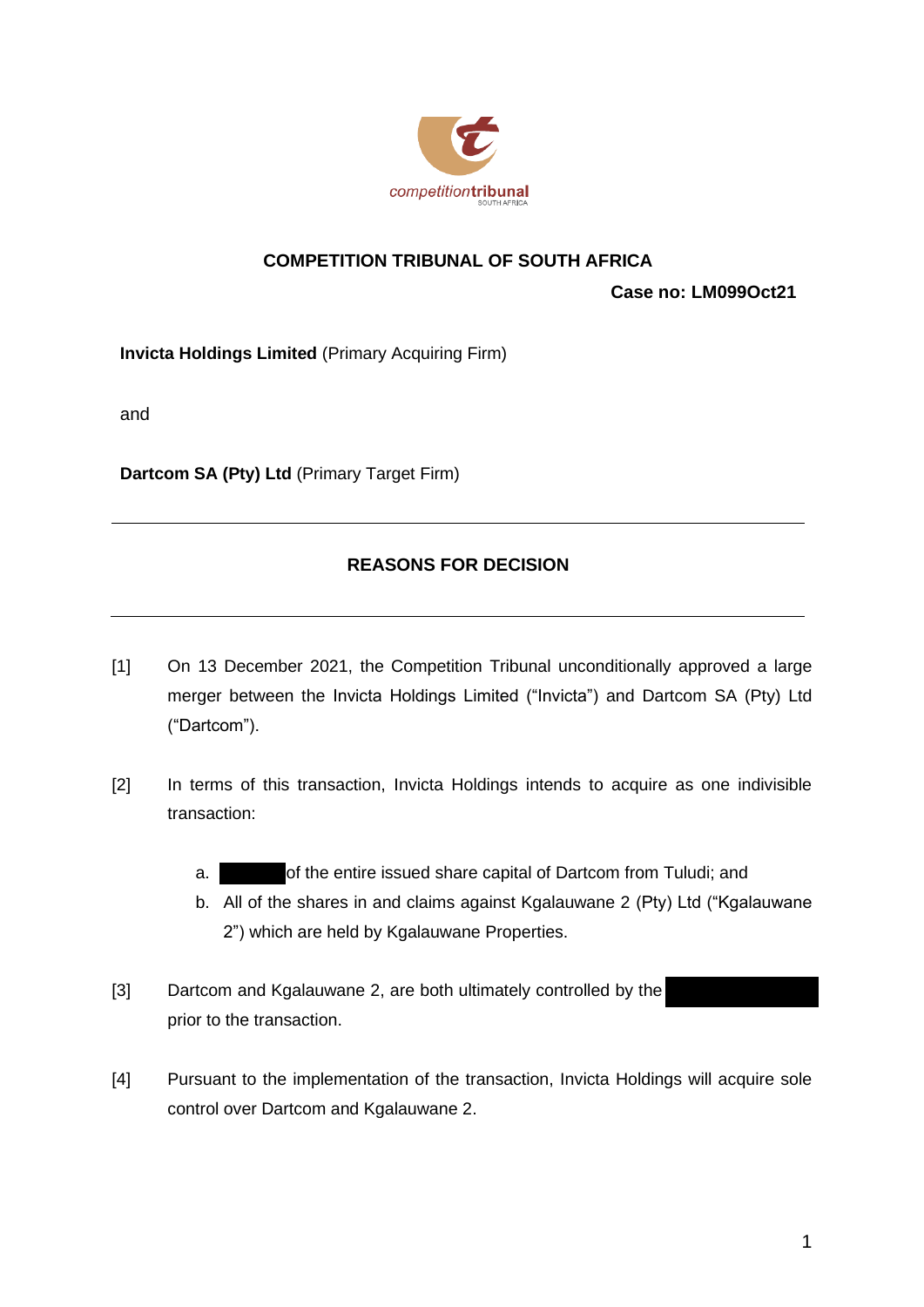competitiontribunal
SOUTH AFRICA

**COMPETITION TRIBUNAL OF SOUTH AFRICA**

**Case no: LM099Oct21**

**Invicta Holdings Limited** (Primary Acquiring Firm)

and

**Dartcom SA (Pty) Ltd** (Primary Target Firm)

---

## REASONS FOR DECISION

---

[1] On 13 December 2021, the Competition Tribunal unconditionally approved a large merger between the Invicta Holdings Limited ("Invicta") and Dartcom SA (Pty) Ltd ("Dartcom").

[2] In terms of this transaction, Invicta Holdings intends to acquire as one indivisible transaction:

a. [REDACTED] of the entire issued share capital of Dartcom from Tuludi; and

b. All of the shares in and claims against Kgalauwane 2 (Pty) Ltd ("Kgalauwane 2") which are held by Kgalauwane Properties.

[3] Dartcom and Kgalauwane 2, are both ultimately controlled by the [REDACTED] prior to the transaction.

[4] Pursuant to the implementation of the transaction, Invicta Holdings will acquire sole control over Dartcom and Kgalauwane 2.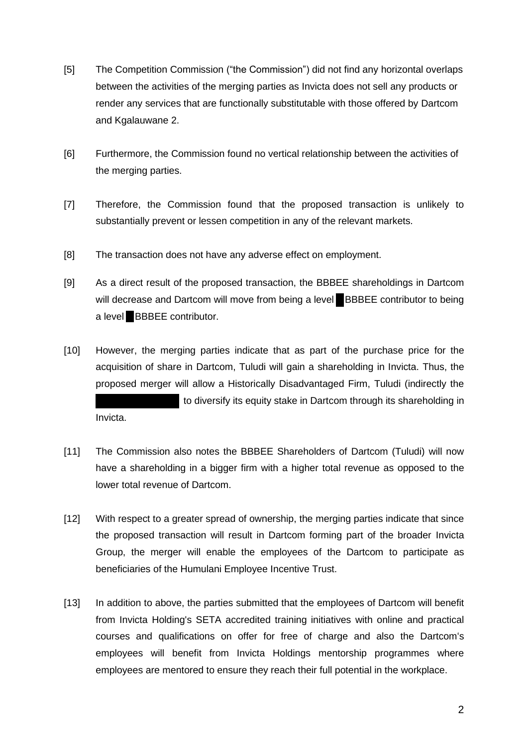[5] The Competition Commission ("the Commission") did not find any horizontal overlaps between the activities of the merging parties as Invicta does not sell any products or render any services that are functionally substitutable with those offered by Dartcom and Kgalauwane 2.

[6] Furthermore, the Commission found no vertical relationship between the activities of the merging parties.

[7] Therefore, the Commission found that the proposed transaction is unlikely to substantially prevent or lessen competition in any of the relevant markets.

[8] The transaction does not have any adverse effect on employment.

[9] As a direct result of the proposed transaction, the BBBEE shareholdings in Dartcom will decrease and Dartcom will move from being a level █ BBBEE contributor to being a level █ BBBEE contributor.

[10] However, the merging parties indicate that as part of the purchase price for the acquisition of share in Dartcom, Tuludi will gain a shareholding in Invicta. Thus, the proposed merger will allow a Historically Disadvantaged Firm, Tuludi (indirectly the ██████████) to diversify its equity stake in Dartcom through its shareholding in Invicta.

[11] The Commission also notes the BBBEE Shareholders of Dartcom (Tuludi) will now have a shareholding in a bigger firm with a higher total revenue as opposed to the lower total revenue of Dartcom.

[12] With respect to a greater spread of ownership, the merging parties indicate that since the proposed transaction will result in Dartcom forming part of the broader Invicta Group, the merger will enable the employees of the Dartcom to participate as beneficiaries of the Humulani Employee Incentive Trust.

[13] In addition to above, the parties submitted that the employees of Dartcom will benefit from Invicta Holding's SETA accredited training initiatives with online and practical courses and qualifications on offer for free of charge and also the Dartcom's employees will benefit from Invicta Holdings mentorship programmes where employees are mentored to ensure they reach their full potential in the workplace.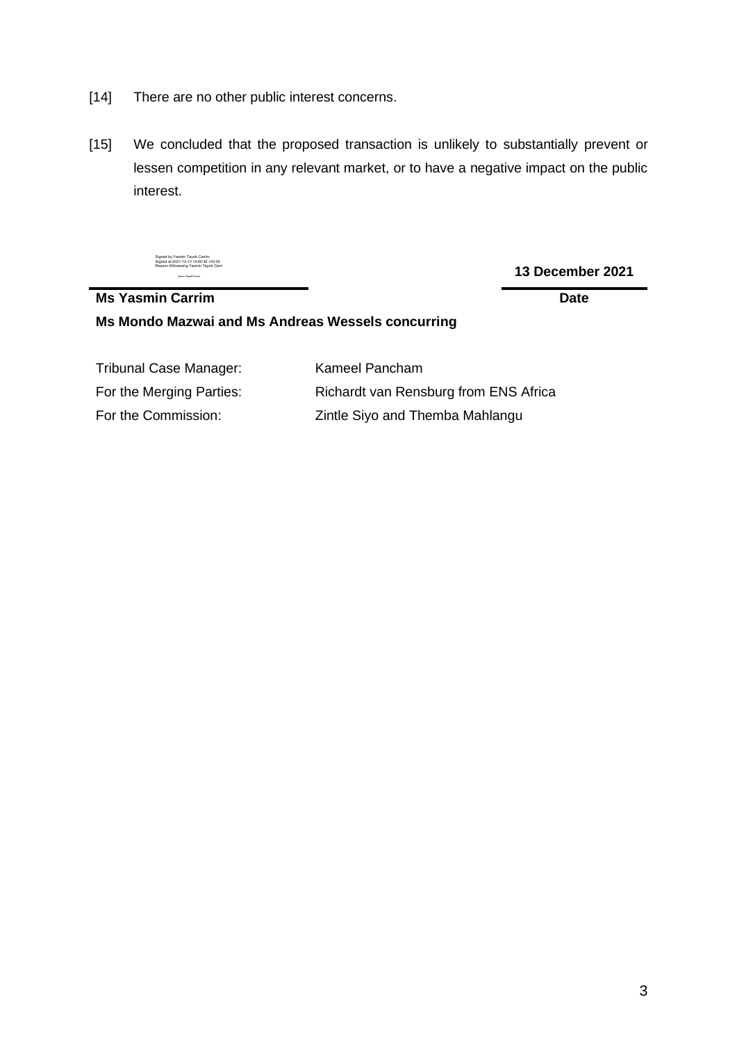[14] There are no other public interest concerns.

[15] We concluded that the proposed transaction is unlikely to substantially prevent or lessen competition in any relevant market, or to have a negative impact on the public interest.

Signed by:Yasmin Tayob Carrim
Signed at:2021-12-13 14:00:36 +02:00
Reason:Witnessing Yasmin Tayob Carri

**13 December 2021**

**Ms Yasmin Carrim** **Date**

**Ms Mondo Mazwai and Ms Andreas Wessels concurring**

| | |
|---|---|
| Tribunal Case Manager: | Kameel Pancham |
| For the Merging Parties: | Richardt van Rensburg from ENS Africa |
| For the Commission: | Zintle Siyo and Themba Mahlangu |